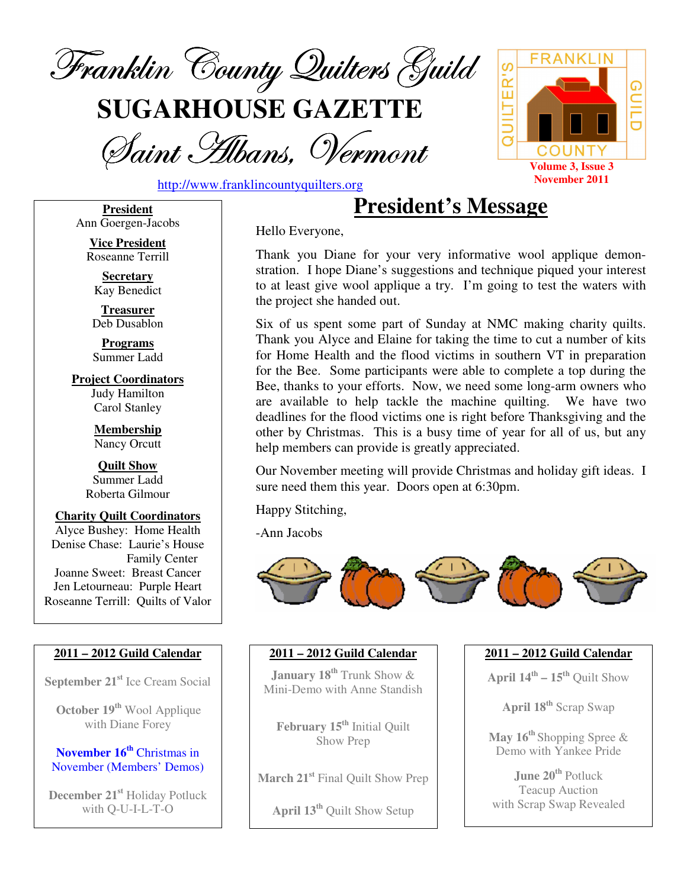# Franklin County Quilters Guild

# SUGARHOUSE GAZETTE

## Saint Albans, Vermont

http://www.franklincountyquilters.org

FRANKLIN COUNTY QUILTER'S GUILD

**Volume 3, Issue 3**
**November 2011**

**President**
Ann Goergen-Jacobs

**Vice President**
Roseanne Terrill

**Secretary**
Kay Benedict

**Treasurer**
Deb Dusablon

**Programs**
Summer Ladd

**Project Coordinators**
Judy Hamilton
Carol Stanley

**Membership**
Nancy Orcutt

**Quilt Show**
Summer Ladd
Roberta Gilmour

**Charity Quilt Coordinators**
Alyce Bushey: Home Health
Denise Chase: Laurie's House Family Center
Joanne Sweet: Breast Cancer
Jen Letourneau: Purple Heart
Roseanne Terrill: Quilts of Valor

## President's Message

Hello Everyone,

Thank you Diane for your very informative wool applique demonstration. I hope Diane's suggestions and technique piqued your interest to at least give wool applique a try. I'm going to test the waters with the project she handed out.

Six of us spent some part of Sunday at NMC making charity quilts. Thank you Alyce and Elaine for taking the time to cut a number of kits for Home Health and the flood victims in southern VT in preparation for the Bee. Some participants were able to complete a top during the Bee, thanks to your efforts. Now, we need some long-arm owners who are available to help tackle the machine quilting. We have two deadlines for the flood victims one is right before Thanksgiving and the other by Christmas. This is a busy time of year for all of us, but any help members can provide is greatly appreciated.

Our November meeting will provide Christmas and holiday gift ideas. I sure need them this year. Doors open at 6:30pm.

Happy Stitching,

-Ann Jacobs

### 2011 – 2012 Guild Calendar

**September 21st** Ice Cream Social

**October 19th** Wool Applique with Diane Forey

**November 16th** Christmas in November (Members' Demos)

**December 21st** Holiday Potluck with Q-U-I-L-T-O

**January 18th** Trunk Show & Mini-Demo with Anne Standish

**February 15th** Initial Quilt Show Prep

**March 21st** Final Quilt Show Prep

**April 13th** Quilt Show Setup

**April 14th – 15th** Quilt Show

**April 18th** Scrap Swap

**May 16th** Shopping Spree & Demo with Yankee Pride

**June 20th** Potluck Teacup Auction with Scrap Swap Revealed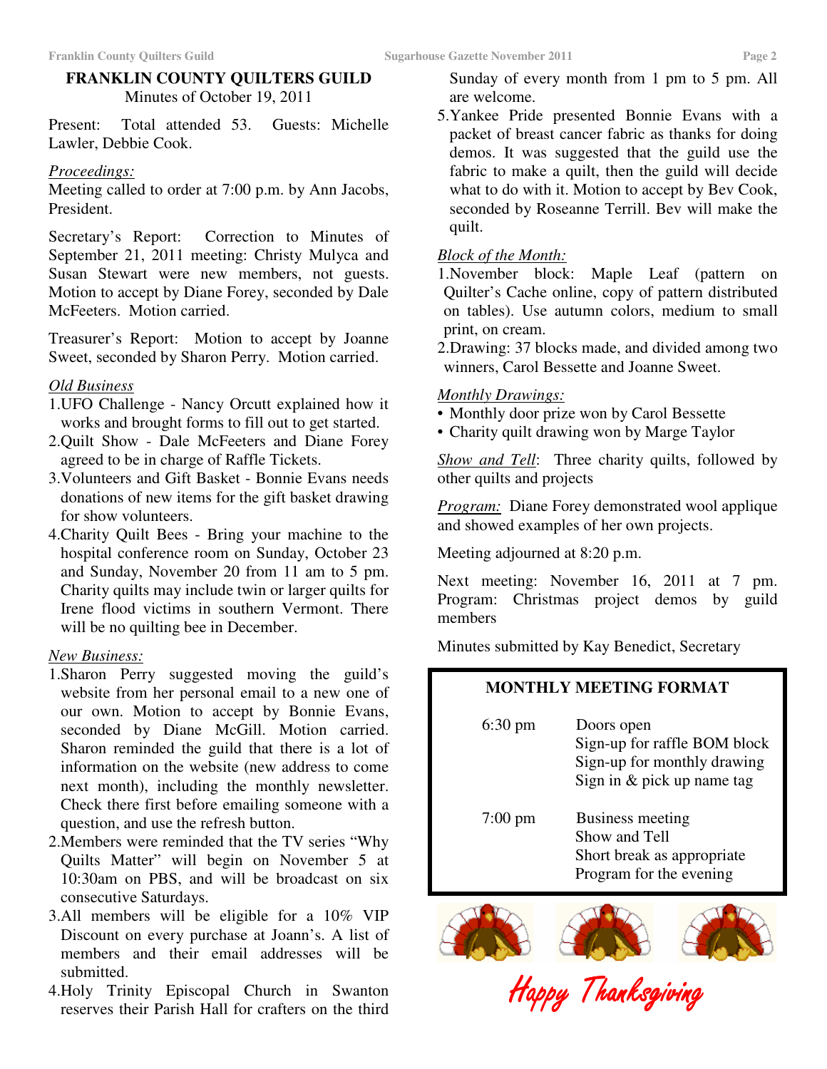## FRANKLIN COUNTY QUILTERS GUILD

Minutes of October 19, 2011

Present: Total attended 53. Guests: Michelle Lawler, Debbie Cook.

*Proceedings:*

Meeting called to order at 7:00 p.m. by Ann Jacobs, President.

Secretary's Report: Correction to Minutes of September 21, 2011 meeting: Christy Mulyca and Susan Stewart were new members, not guests. Motion to accept by Diane Forey, seconded by Dale McFeeters. Motion carried.

Treasurer's Report: Motion to accept by Joanne Sweet, seconded by Sharon Perry. Motion carried.

*Old Business*

1. UFO Challenge - Nancy Orcutt explained how it works and brought forms to fill out to get started.
2. Quilt Show - Dale McFeeters and Diane Forey agreed to be in charge of Raffle Tickets.
3. Volunteers and Gift Basket - Bonnie Evans needs donations of new items for the gift basket drawing for show volunteers.
4. Charity Quilt Bees - Bring your machine to the hospital conference room on Sunday, October 23 and Sunday, November 20 from 11 am to 5 pm. Charity quilts may include twin or larger quilts for Irene flood victims in southern Vermont. There will be no quilting bee in December.

*New Business:*

1. Sharon Perry suggested moving the guild's website from her personal email to a new one of our own. Motion to accept by Bonnie Evans, seconded by Diane McGill. Motion carried. Sharon reminded the guild that there is a lot of information on the website (new address to come next month), including the monthly newsletter. Check there first before emailing someone with a question, and use the refresh button.
2. Members were reminded that the TV series "Why Quilts Matter" will begin on November 5 at 10:30am on PBS, and will be broadcast on six consecutive Saturdays.
3. All members will be eligible for a 10% VIP Discount on every purchase at Joann's. A list of members and their email addresses will be submitted.
4. Holy Trinity Episcopal Church in Swanton reserves their Parish Hall for crafters on the third Sunday of every month from 1 pm to 5 pm. All are welcome.
5. Yankee Pride presented Bonnie Evans with a packet of breast cancer fabric as thanks for doing demos. It was suggested that the guild use the fabric to make a quilt, then the guild will decide what to do with it. Motion to accept by Bev Cook, seconded by Roseanne Terrill. Bev will make the quilt.

*Block of the Month:*

1. November block: Maple Leaf (pattern on Quilter's Cache online, copy of pattern distributed on tables). Use autumn colors, medium to small print, on cream.
2. Drawing: 37 blocks made, and divided among two winners, Carol Bessette and Joanne Sweet.

*Monthly Drawings:*

- Monthly door prize won by Carol Bessette
- Charity quilt drawing won by Marge Taylor

*Show and Tell*: Three charity quilts, followed by other quilts and projects

*Program:* Diane Forey demonstrated wool applique and showed examples of her own projects.

Meeting adjourned at 8:20 p.m.

Next meeting: November 16, 2011 at 7 pm. Program: Christmas project demos by guild members

Minutes submitted by Kay Benedict, Secretary

### MONTHLY MEETING FORMAT

| | |
|---|---|
| 6:30 pm | Doors open<br>Sign-up for raffle BOM block<br>Sign-up for monthly drawing<br>Sign in & pick up name tag |
| 7:00 pm | Business meeting<br>Show and Tell<br>Short break as appropriate<br>Program for the evening |

Happy Thanksgiving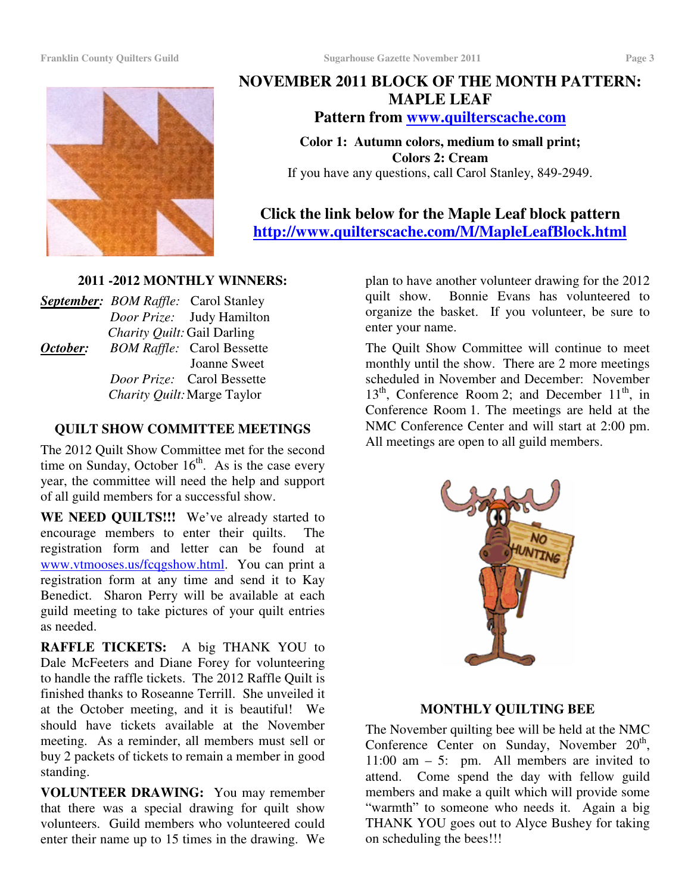# NOVEMBER 2011 BLOCK OF THE MONTH PATTERN: MAPLE LEAF

## Pattern from www.quilterscache.com

**Color 1: Autumn colors, medium to small print;**
**Colors 2: Cream**
If you have any questions, call Carol Stanley, 849-2949.

### Click the link below for the Maple Leaf block pattern
**http://www.quilterscache.com/M/MapleLeafBlock.html**

### 2011 -2012 MONTHLY WINNERS:

***September:*** *BOM Raffle:* Carol Stanley
*Door Prize:* Judy Hamilton
*Charity Quilt:* Gail Darling

***October:*** *BOM Raffle:* Carol Bessette
Joanne Sweet
*Door Prize:* Carol Bessette
*Charity Quilt:* Marge Taylor

### QUILT SHOW COMMITTEE MEETINGS

The 2012 Quilt Show Committee met for the second time on Sunday, October 16th. As is the case every year, the committee will need the help and support of all guild members for a successful show.

**WE NEED QUILTS!!!** We've already started to encourage members to enter their quilts. The registration form and letter can be found at www.vtmooses.us/fcqgshow.html. You can print a registration form at any time and send it to Kay Benedict. Sharon Perry will be available at each guild meeting to take pictures of your quilt entries as needed.

**RAFFLE TICKETS:** A big THANK YOU to Dale McFeeters and Diane Forey for volunteering to handle the raffle tickets. The 2012 Raffle Quilt is finished thanks to Roseanne Terrill. She unveiled it at the October meeting, and it is beautiful! We should have tickets available at the November meeting. As a reminder, all members must sell or buy 2 packets of tickets to remain a member in good standing.

**VOLUNTEER DRAWING:** You may remember that there was a special drawing for quilt show volunteers. Guild members who volunteered could enter their name up to 15 times in the drawing. We plan to have another volunteer drawing for the 2012 quilt show. Bonnie Evans has volunteered to organize the basket. If you volunteer, be sure to enter your name.

The Quilt Show Committee will continue to meet monthly until the show. There are 2 more meetings scheduled in November and December: November 13th, Conference Room 2; and December 11th, in Conference Room 1. The meetings are held at the NMC Conference Center and will start at 2:00 pm. All meetings are open to all guild members.

### MONTHLY QUILTING BEE

The November quilting bee will be held at the NMC Conference Center on Sunday, November 20th, 11:00 am – 5: pm. All members are invited to attend. Come spend the day with fellow guild members and make a quilt which will provide some "warmth" to someone who needs it. Again a big THANK YOU goes out to Alyce Bushey for taking on scheduling the bees!!!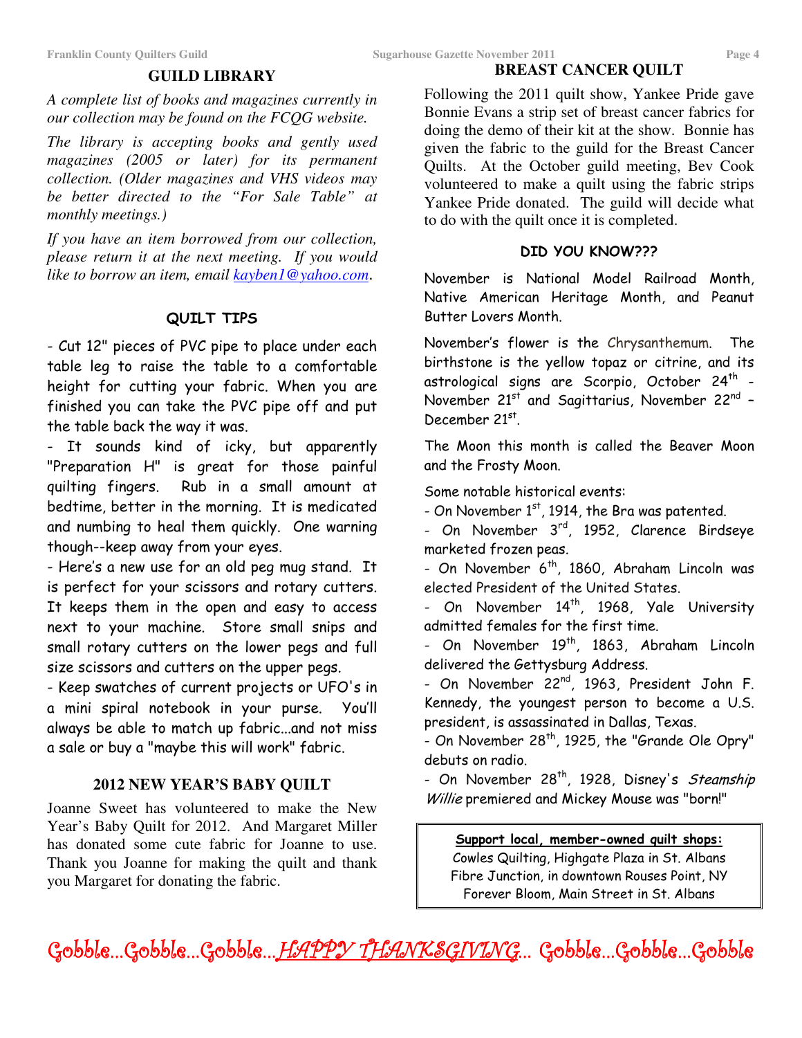## GUILD LIBRARY

*A complete list of books and magazines currently in our collection may be found on the FCQG website.*

*The library is accepting books and gently used magazines (2005 or later) for its permanent collection. (Older magazines and VHS videos may be better directed to the "For Sale Table" at monthly meetings.)*

*If you have an item borrowed from our collection, please return it at the next meeting. If you would like to borrow an item, email [kayben1@yahoo.com](mailto:kayben1@yahoo.com).*

## QUILT TIPS

- Cut 12" pieces of PVC pipe to place under each table leg to raise the table to a comfortable height for cutting your fabric. When you are finished you can take the PVC pipe off and put the table back the way it was.
- It sounds kind of icky, but apparently "Preparation H" is great for those painful quilting fingers. Rub in a small amount at bedtime, better in the morning. It is medicated and numbing to heal them quickly. One warning though--keep away from your eyes.
- Here's a new use for an old peg mug stand. It is perfect for your scissors and rotary cutters. It keeps them in the open and easy to access next to your machine. Store small snips and small rotary cutters on the lower pegs and full size scissors and cutters on the upper pegs.
- Keep swatches of current projects or UFO's in a mini spiral notebook in your purse. You'll always be able to match up fabric...and not miss a sale or buy a "maybe this will work" fabric.

## 2012 NEW YEAR'S BABY QUILT

Joanne Sweet has volunteered to make the New Year's Baby Quilt for 2012. And Margaret Miller has donated some cute fabric for Joanne to use. Thank you Joanne for making the quilt and thank you Margaret for donating the fabric.

## BREAST CANCER QUILT

Following the 2011 quilt show, Yankee Pride gave Bonnie Evans a strip set of breast cancer fabrics for doing the demo of their kit at the show. Bonnie has given the fabric to the guild for the Breast Cancer Quilts. At the October guild meeting, Bev Cook volunteered to make a quilt using the fabric strips Yankee Pride donated. The guild will decide what to do with the quilt once it is completed.

## DID YOU KNOW???

November is National Model Railroad Month, Native American Heritage Month, and Peanut Butter Lovers Month.

November's flower is the Chrysanthemum. The birthstone is the yellow topaz or citrine, and its astrological signs are Scorpio, October 24th - November 21st and Sagittarius, November 22nd – December 21st.

The Moon this month is called the Beaver Moon and the Frosty Moon.

Some notable historical events:

- On November 1st, 1914, the Bra was patented.
- On November 3rd, 1952, Clarence Birdseye marketed frozen peas.
- On November 6th, 1860, Abraham Lincoln was elected President of the United States.
- On November 14th, 1968, Yale University admitted females for the first time.
- On November 19th, 1863, Abraham Lincoln delivered the Gettysburg Address.
- On November 22nd, 1963, President John F. Kennedy, the youngest person to become a U.S. president, is assassinated in Dallas, Texas.
- On November 28th, 1925, the "Grande Ole Opry" debuts on radio.
- On November 28th, 1928, Disney's *Steamship Willie* premiered and Mickey Mouse was "born!"

**Support local, member-owned quilt shops:**
Cowles Quilting, Highgate Plaza in St. Albans
Fibre Junction, in downtown Rouses Point, NY
Forever Bloom, Main Street in St. Albans

Gobble...Gobble...Gobble...*HAPPY THANKSGIVING*... Gobble...Gobble...Gobble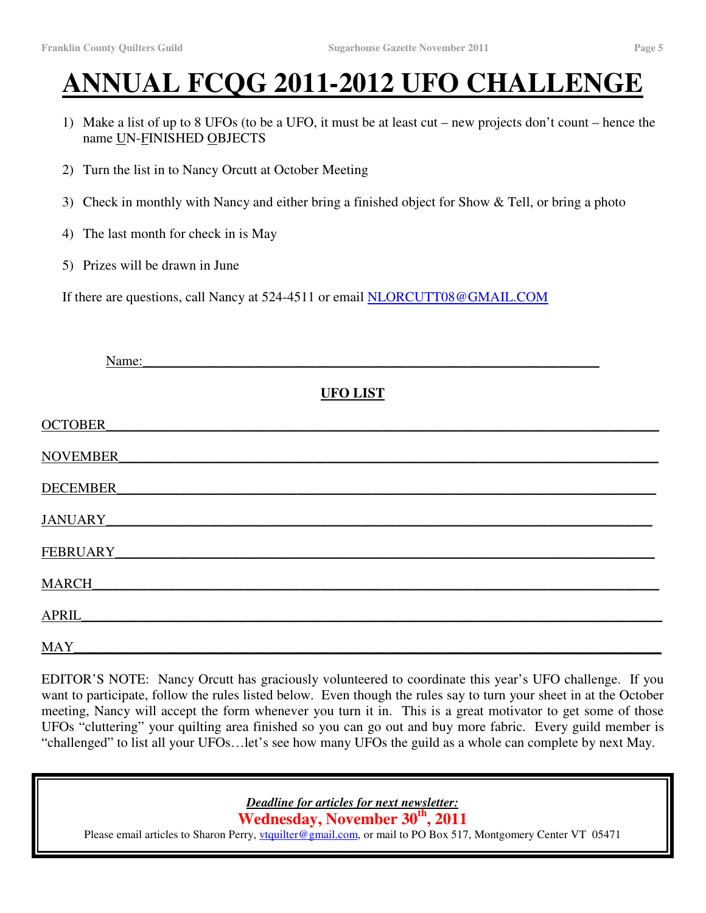# ANNUAL FCQG 2011-2012 UFO CHALLENGE

1) Make a list of up to 8 UFOs (to be a UFO, it must be at least cut – new projects don't count – hence the name UN-FINISHED OBJECTS
2) Turn the list in to Nancy Orcutt at October Meeting
3) Check in monthly with Nancy and either bring a finished object for Show & Tell, or bring a photo
4) The last month for check in is May
5) Prizes will be drawn in June

If there are questions, call Nancy at 524-4511 or email NLORCUTT08@GMAIL.COM

Name:______________________________________________________________

**UFO LIST**

OCTOBER______________________________________________________________

NOVEMBER______________________________________________________________

DECEMBER______________________________________________________________

JANUARY______________________________________________________________

FEBRUARY______________________________________________________________

MARCH______________________________________________________________

APRIL______________________________________________________________

MAY______________________________________________________________

EDITOR'S NOTE: Nancy Orcutt has graciously volunteered to coordinate this year's UFO challenge. If you want to participate, follow the rules listed below. Even though the rules say to turn your sheet in at the October meeting, Nancy will accept the form whenever you turn it in. This is a great motivator to get some of those UFOs "cluttering" your quilting area finished so you can go out and buy more fabric. Every guild member is "challenged" to list all your UFOs…let's see how many UFOs the guild as a whole can complete by next May.

***Deadline for articles for next newsletter:***

**Wednesday, November 30th, 2011**

Please email articles to Sharon Perry, vtquilter@gmail.com, or mail to PO Box 517, Montgomery Center VT 05471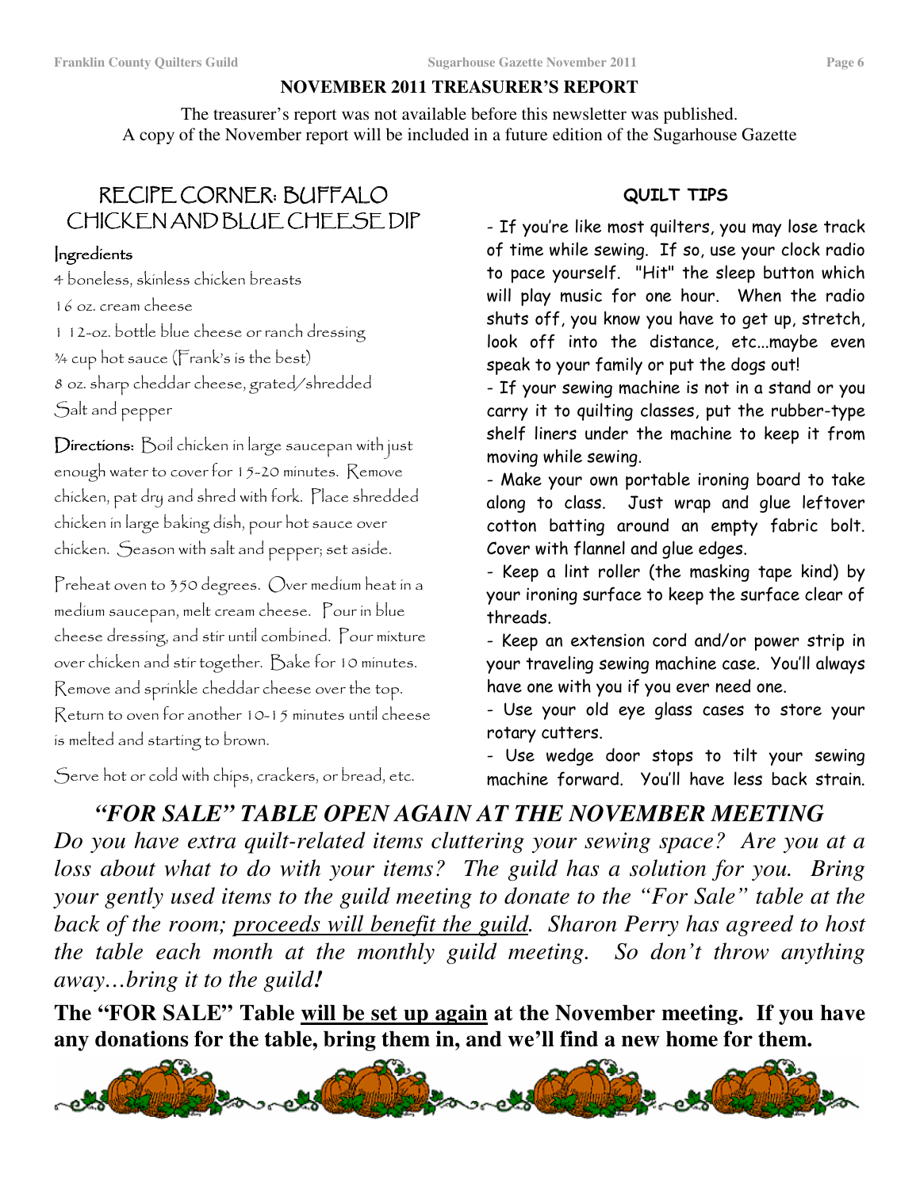## NOVEMBER 2011 TREASURER'S REPORT

The treasurer's report was not available before this newsletter was published.
A copy of the November report will be included in a future edition of the Sugarhouse Gazette

## RECIPE CORNER: BUFFALO CHICKEN AND BLUE CHEESE DIP

### Ingredients

4 boneless, skinless chicken breasts
16 oz. cream cheese
1 12-oz. bottle blue cheese or ranch dressing
¾ cup hot sauce (Frank's is the best)
8 oz. sharp cheddar cheese, grated/shredded
Salt and pepper

**Directions:** Boil chicken in large saucepan with just enough water to cover for 15-20 minutes. Remove chicken, pat dry and shred with fork. Place shredded chicken in large baking dish, pour hot sauce over chicken. Season with salt and pepper; set aside.

Preheat oven to 350 degrees. Over medium heat in a medium saucepan, melt cream cheese. Pour in blue cheese dressing, and stir until combined. Pour mixture over chicken and stir together. Bake for 10 minutes. Remove and sprinkle cheddar cheese over the top. Return to oven for another 10-15 minutes until cheese is melted and starting to brown.

Serve hot or cold with chips, crackers, or bread, etc.

## QUILT TIPS

- If you're like most quilters, you may lose track of time while sewing. If so, use your clock radio to pace yourself. "Hit" the sleep button which will play music for one hour. When the radio shuts off, you know you have to get up, stretch, look off into the distance, etc...maybe even speak to your family or put the dogs out!
- If your sewing machine is not in a stand or you carry it to quilting classes, put the rubber-type shelf liners under the machine to keep it from moving while sewing.
- Make your own portable ironing board to take along to class. Just wrap and glue leftover cotton batting around an empty fabric bolt. Cover with flannel and glue edges.
- Keep a lint roller (the masking tape kind) by your ironing surface to keep the surface clear of threads.
- Keep an extension cord and/or power strip in your traveling sewing machine case. You'll always have one with you if you ever need one.
- Use your old eye glass cases to store your rotary cutters.
- Use wedge door stops to tilt your sewing machine forward. You'll have less back strain.

## *"FOR SALE" TABLE OPEN AGAIN AT THE NOVEMBER MEETING*

*Do you have extra quilt-related items cluttering your sewing space? Are you at a loss about what to do with your items? The guild has a solution for you. Bring your gently used items to the guild meeting to donate to the "For Sale" table at the back of the room; proceeds will benefit the guild. Sharon Perry has agreed to host the table each month at the monthly guild meeting. So don't throw anything away…bring it to the guild!*

**The "FOR SALE" Table will be set up again at the November meeting. If you have any donations for the table, bring them in, and we'll find a new home for them.**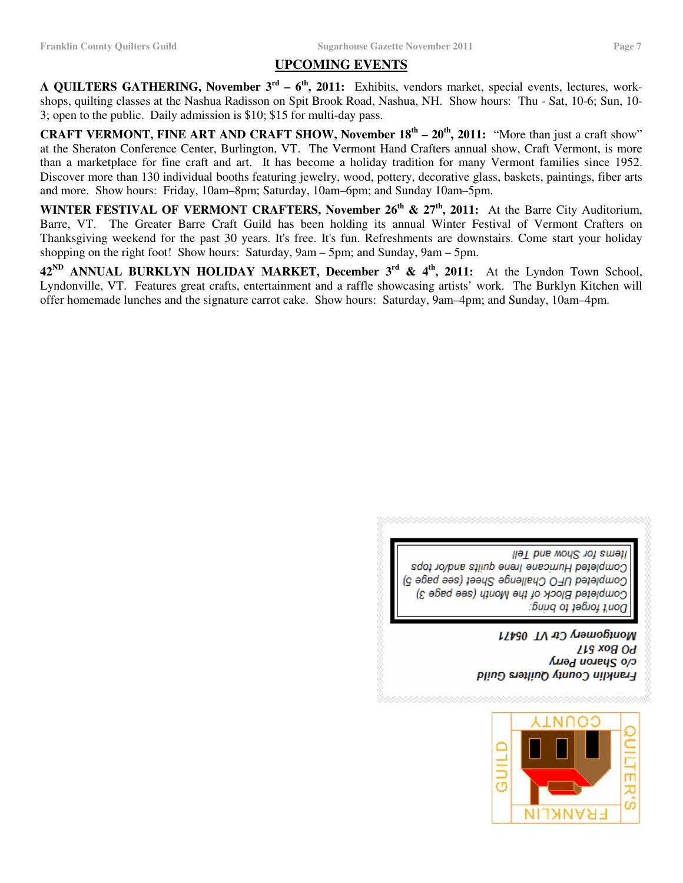## UPCOMING EVENTS

**A QUILTERS GATHERING, November 3rd – 6th, 2011:** Exhibits, vendors market, special events, lectures, workshops, quilting classes at the Nashua Radisson on Spit Brook Road, Nashua, NH. Show hours: Thu - Sat, 10-6; Sun, 10-3; open to the public. Daily admission is $10; $15 for multi-day pass.

**CRAFT VERMONT, FINE ART AND CRAFT SHOW, November 18th – 20th, 2011:** "More than just a craft show" at the Sheraton Conference Center, Burlington, VT. The Vermont Hand Crafters annual show, Craft Vermont, is more than a marketplace for fine craft and art. It has become a holiday tradition for many Vermont families since 1952. Discover more than 130 individual booths featuring jewelry, wood, pottery, decorative glass, baskets, paintings, fiber arts and more. Show hours: Friday, 10am–8pm; Saturday, 10am–6pm; and Sunday 10am–5pm.

**WINTER FESTIVAL OF VERMONT CRAFTERS, November 26th & 27th, 2011:** At the Barre City Auditorium, Barre, VT. The Greater Barre Craft Guild has been holding its annual Winter Festival of Vermont Crafters on Thanksgiving weekend for the past 30 years. It's free. It's fun. Refreshments are downstairs. Come start your holiday shopping on the right foot! Show hours: Saturday, 9am – 5pm; and Sunday, 9am – 5pm.

**42ND ANNUAL BURKLYN HOLIDAY MARKET, December 3rd & 4th, 2011:** At the Lyndon Town School, Lyndonville, VT. Features great crafts, entertainment and a raffle showcasing artists' work. The Burklyn Kitchen will offer homemade lunches and the signature carrot cake. Show hours: Saturday, 9am–4pm; and Sunday, 10am–4pm.

*Franklin County Quilters Guild*
*c/o Sharon Perry*
*PO Box 517*
*Montgomery Ctr VT 05471*

*Don't forget to bring:*
*Completed Block of the Month (see page 3)*
*Completed UFO Challenge Sheet (see page 5)*
*Completed Hurricane Irene quilts and/or tops*
*Items for Show and Tell*

FRANKLIN COUNTY QUILTER'S GUILD